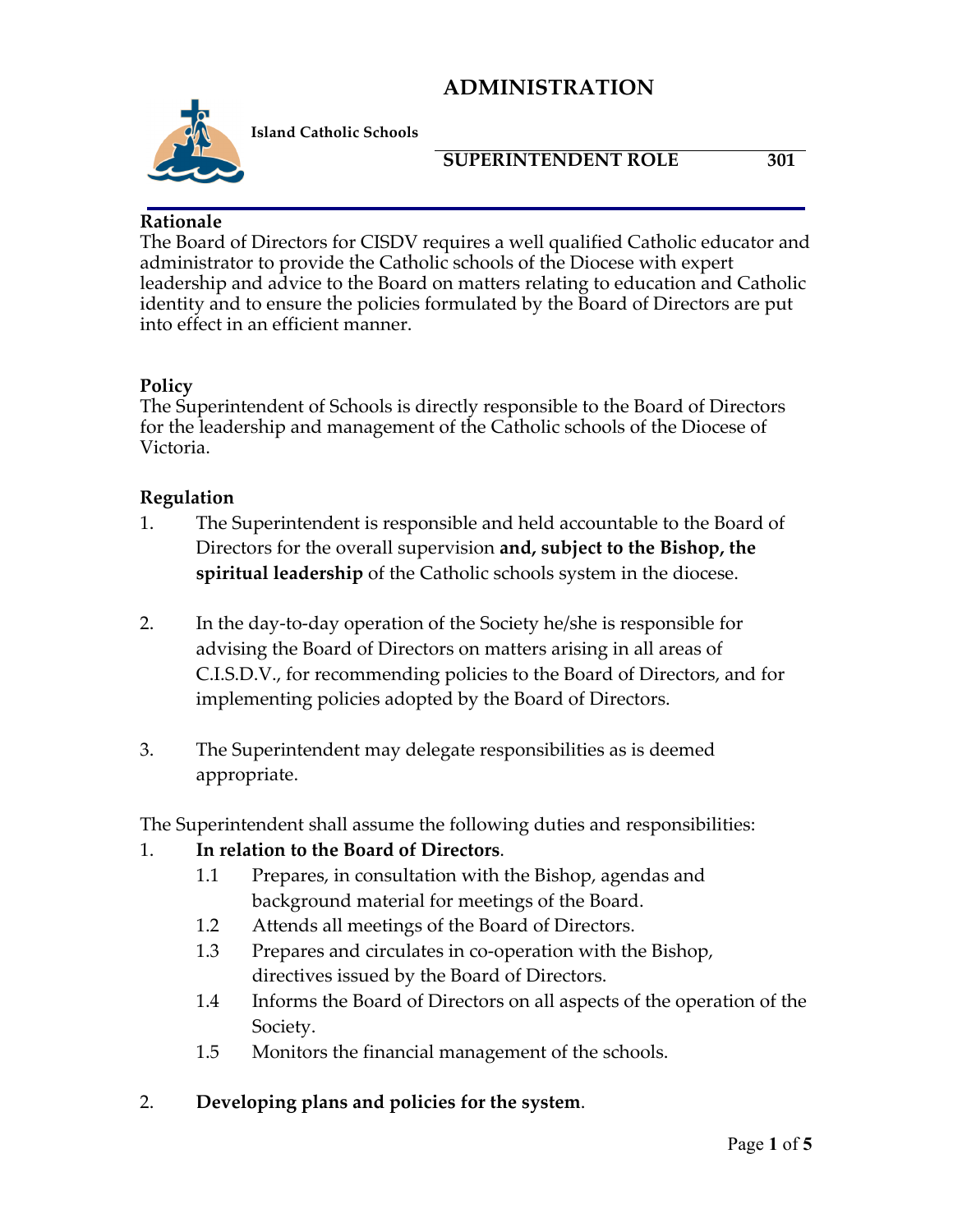# ADMINISTRATION

**Island Catholic Schools**

**SUPERINTENDENT ROLE 301**

**Rationale**

The Board of Directors for CISDV requires a well qualified Catholic educator and administrator to provide the Catholic schools of the Diocese with expert leadership and advice to the Board on matters relating to education and Catholic identity and to ensure the policies formulated by the Board of Directors are put into effect in an efficient manner.

**Policy**

The Superintendent of Schools is directly responsible to the Board of Directors for the leadership and management of the Catholic schools of the Diocese of Victoria.

**Regulation**

1. The Superintendent is responsible and held accountable to the Board of Directors for the overall supervision **and, subject to the Bishop, the spiritual leadership** of the Catholic schools system in the diocese.

2. In the day-to-day operation of the Society he/she is responsible for advising the Board of Directors on matters arising in all areas of C.I.S.D.V., for recommending policies to the Board of Directors, and for implementing policies adopted by the Board of Directors.

3. The Superintendent may delegate responsibilities as is deemed appropriate.

The Superintendent shall assume the following duties and responsibilities:

1. **In relation to the Board of Directors**.
   - 1.1 Prepares, in consultation with the Bishop, agendas and background material for meetings of the Board.
   - 1.2 Attends all meetings of the Board of Directors.
   - 1.3 Prepares and circulates in co-operation with the Bishop, directives issued by the Board of Directors.
   - 1.4 Informs the Board of Directors on all aspects of the operation of the Society.
   - 1.5 Monitors the financial management of the schools.

2. **Developing plans and policies for the system**.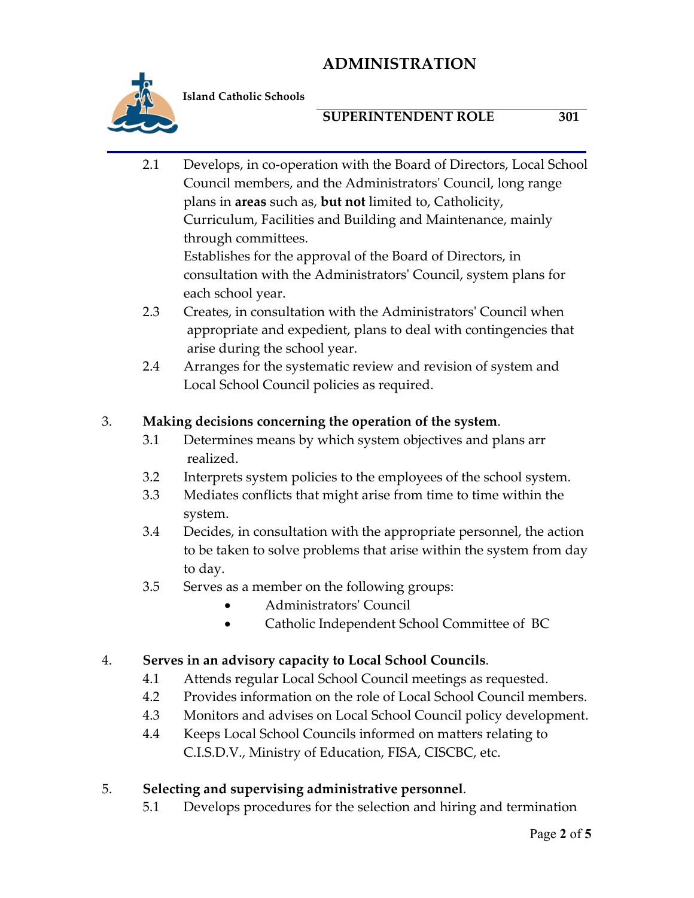2.1 Develops, in co-operation with the Board of Directors, Local School Council members, and the Administrators' Council, long range plans in **areas** such as, **but not** limited to, Catholicity, Curriculum, Facilities and Building and Maintenance, mainly through committees.
Establishes for the approval of the Board of Directors, in consultation with the Administrators' Council, system plans for each school year.

2.3 Creates, in consultation with the Administrators' Council when appropriate and expedient, plans to deal with contingencies that arise during the school year.

2.4 Arranges for the systematic review and revision of system and Local School Council policies as required.

3. **Making decisions concerning the operation of the system**.

3.1 Determines means by which system objectives and plans arr realized.

3.2 Interprets system policies to the employees of the school system.

3.3 Mediates conflicts that might arise from time to time within the system.

3.4 Decides, in consultation with the appropriate personnel, the action to be taken to solve problems that arise within the system from day to day.

3.5 Serves as a member on the following groups:

- Administrators' Council
- Catholic Independent School Committee of BC

4. **Serves in an advisory capacity to Local School Councils**.

4.1 Attends regular Local School Council meetings as requested.

4.2 Provides information on the role of Local School Council members.

4.3 Monitors and advises on Local School Council policy development.

4.4 Keeps Local School Councils informed on matters relating to C.I.S.D.V., Ministry of Education, FISA, CISCBC, etc.

5. **Selecting and supervising administrative personnel**.

5.1 Develops procedures for the selection and hiring and termination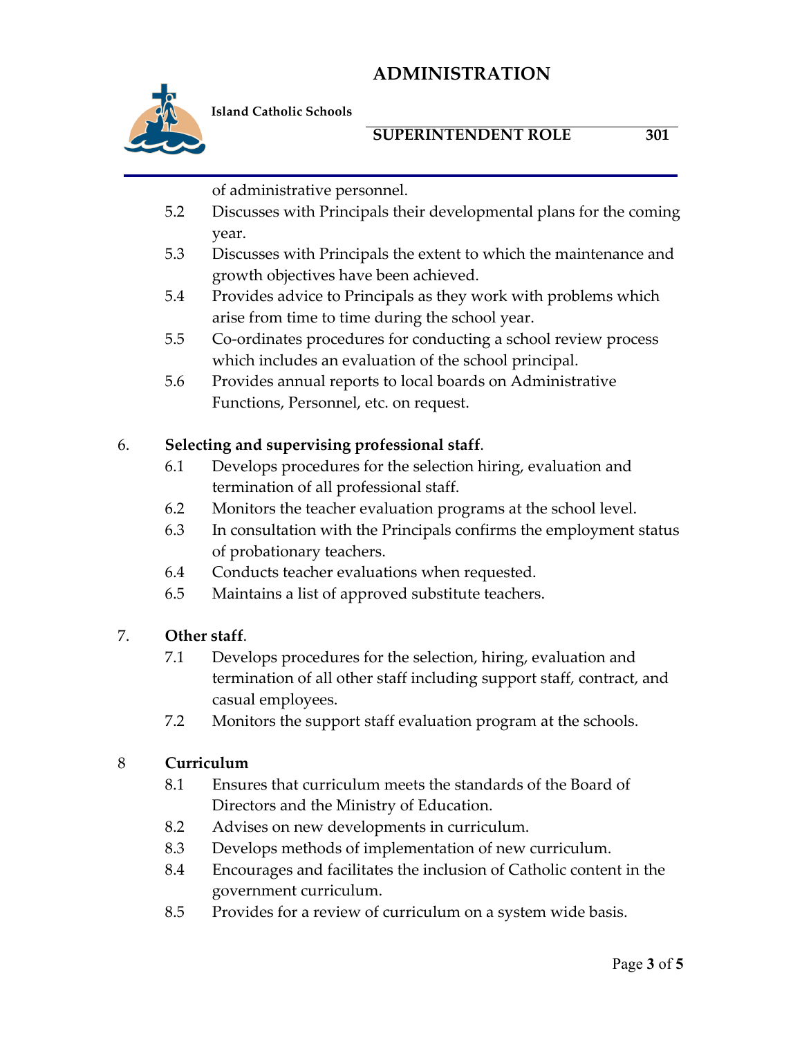of administrative personnel.

5.2 Discusses with Principals their developmental plans for the coming year.

5.3 Discusses with Principals the extent to which the maintenance and growth objectives have been achieved.

5.4 Provides advice to Principals as they work with problems which arise from time to time during the school year.

5.5 Co-ordinates procedures for conducting a school review process which includes an evaluation of the school principal.

5.6 Provides annual reports to local boards on Administrative Functions, Personnel, etc. on request.

6. **Selecting and supervising professional staff**.

6.1 Develops procedures for the selection hiring, evaluation and termination of all professional staff.

6.2 Monitors the teacher evaluation programs at the school level.

6.3 In consultation with the Principals confirms the employment status of probationary teachers.

6.4 Conducts teacher evaluations when requested.

6.5 Maintains a list of approved substitute teachers.

7. **Other staff**.

7.1 Develops procedures for the selection, hiring, evaluation and termination of all other staff including support staff, contract, and casual employees.

7.2 Monitors the support staff evaluation program at the schools.

8 **Curriculum**

8.1 Ensures that curriculum meets the standards of the Board of Directors and the Ministry of Education.

8.2 Advises on new developments in curriculum.

8.3 Develops methods of implementation of new curriculum.

8.4 Encourages and facilitates the inclusion of Catholic content in the government curriculum.

8.5 Provides for a review of curriculum on a system wide basis.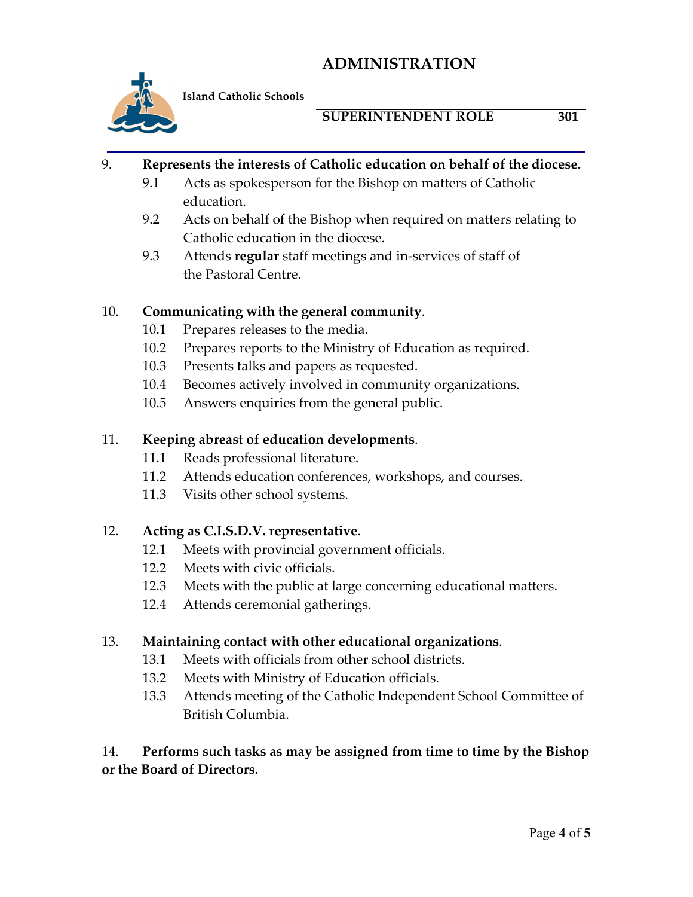9. **Represents the interests of Catholic education on behalf of the diocese.**
   - 9.1 Acts as spokesperson for the Bishop on matters of Catholic education.
   - 9.2 Acts on behalf of the Bishop when required on matters relating to Catholic education in the diocese.
   - 9.3 Attends **regular** staff meetings and in-services of staff of the Pastoral Centre.

10. **Communicating with the general community**.
    - 10.1 Prepares releases to the media.
    - 10.2 Prepares reports to the Ministry of Education as required.
    - 10.3 Presents talks and papers as requested.
    - 10.4 Becomes actively involved in community organizations.
    - 10.5 Answers enquiries from the general public.

11. **Keeping abreast of education developments**.
    - 11.1 Reads professional literature.
    - 11.2 Attends education conferences, workshops, and courses.
    - 11.3 Visits other school systems.

12. **Acting as C.I.S.D.V. representative**.
    - 12.1 Meets with provincial government officials.
    - 12.2 Meets with civic officials.
    - 12.3 Meets with the public at large concerning educational matters.
    - 12.4 Attends ceremonial gatherings.

13. **Maintaining contact with other educational organizations**.
    - 13.1 Meets with officials from other school districts.
    - 13.2 Meets with Ministry of Education officials.
    - 13.3 Attends meeting of the Catholic Independent School Committee of British Columbia.

14. **Performs such tasks as may be assigned from time to time by the Bishop or the Board of Directors.**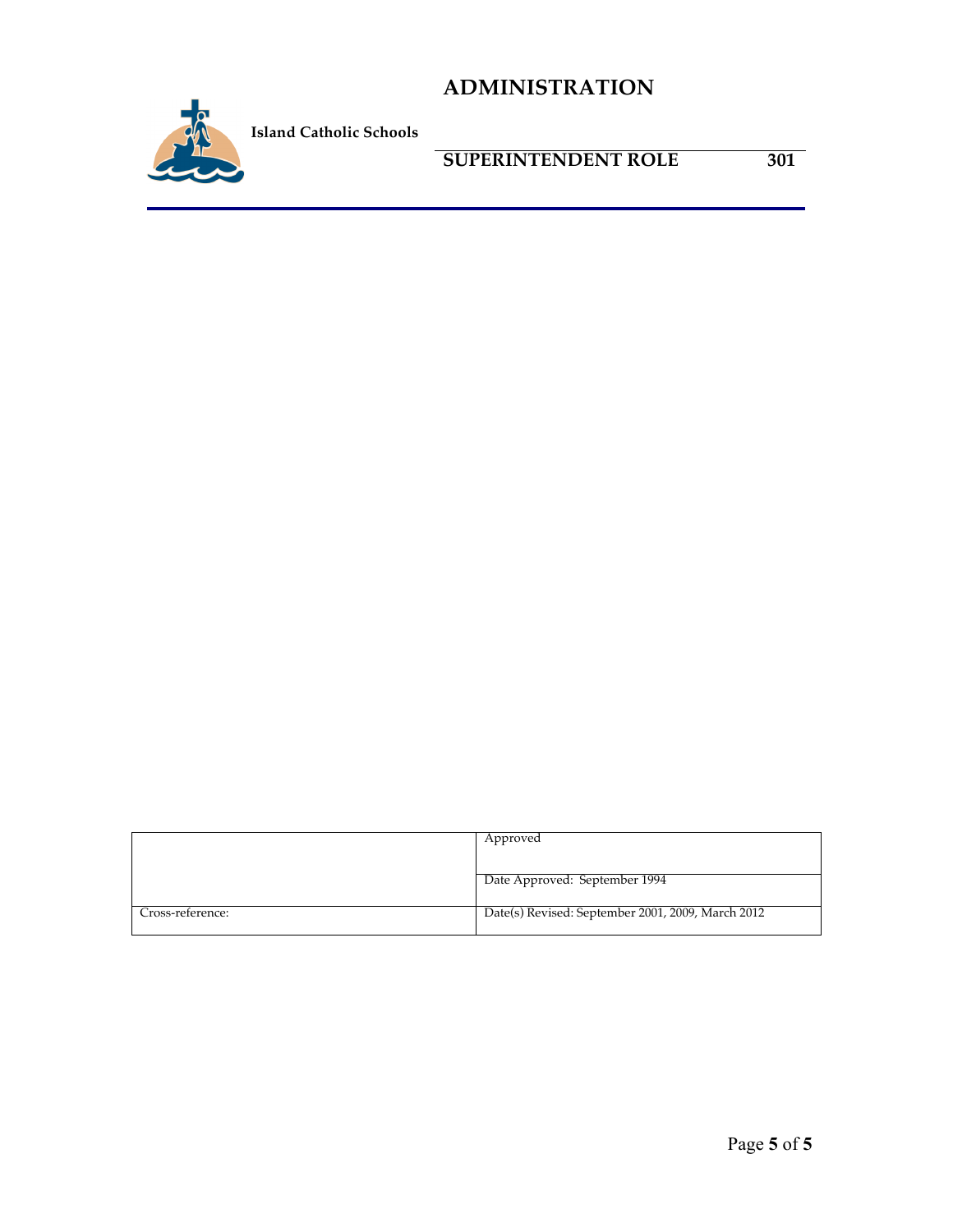| | |
|---|---|
| | Approved |
| | Date Approved: September 1994 |
| Cross-reference: | Date(s) Revised: September 2001, 2009, March 2012 |